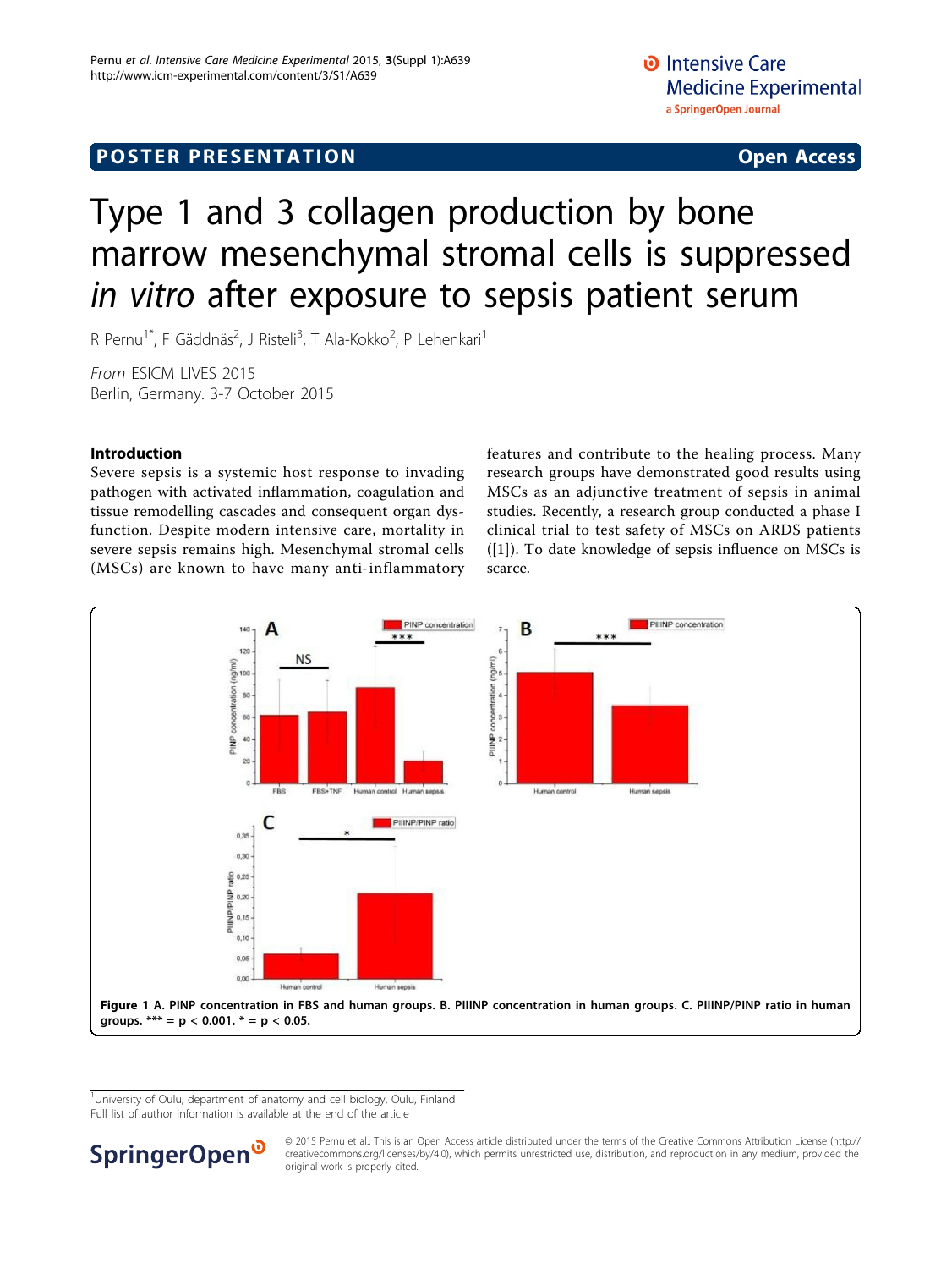POSTER PRESENTATION — Open Access

# Type 1 and 3 collagen production by bone marrow mesenchymal stromal cells is suppressed *in vitro* after exposure to sepsis patient serum

R Pernu[1*], F Gäddnäs[2], J Risteli[3], T Ala-Kokko[2], P Lehenkari[1]

*From* ESICM LIVES 2015
Berlin, Germany. 3-7 October 2015

## Introduction

Severe sepsis is a systemic host response to invading pathogen with activated inflammation, coagulation and tissue remodelling cascades and consequent organ dysfunction. Despite modern intensive care, mortality in severe sepsis remains high. Mesenchymal stromal cells (MSCs) are known to have many anti-inflammatory features and contribute to the healing process. Many research groups have demonstrated good results using MSCs as an adjunctive treatment of sepsis in animal studies. Recently, a research group conducted a phase I clinical trial to test safety of MSCs on ARDS patients ([1]). To date knowledge of sepsis influence on MSCs is scarce.

**Figure 1 A. PINP concentration in FBS and human groups. B. PIIINP concentration in human groups. C. PIIINP/PINP ratio in human groups. *** = p < 0.001. * = p < 0.05.**

[1]University of Oulu, department of anatomy and cell biology, Oulu, Finland
Full list of author information is available at the end of the article

© 2015 Pernu et al.; This is an Open Access article distributed under the terms of the Creative Commons Attribution License (http://creativecommons.org/licenses/by/4.0), which permits unrestricted use, distribution, and reproduction in any medium, provided the original work is properly cited.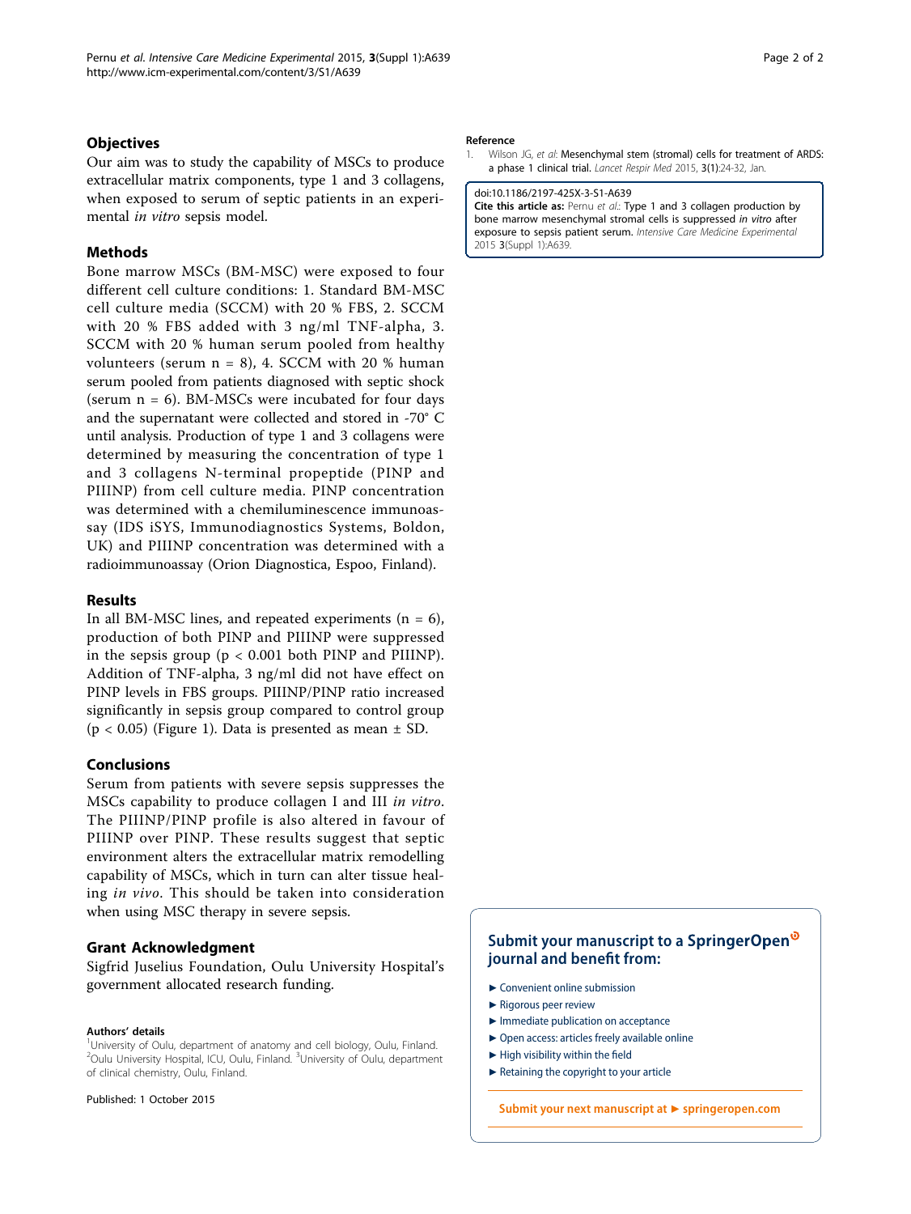## Objectives

Our aim was to study the capability of MSCs to produce extracellular matrix components, type 1 and 3 collagens, when exposed to serum of septic patients in an experimental *in vitro* sepsis model.

## Methods

Bone marrow MSCs (BM-MSC) were exposed to four different cell culture conditions: 1. Standard BM-MSC cell culture media (SCCM) with 20 % FBS, 2. SCCM with 20 % FBS added with 3 ng/ml TNF-alpha, 3. SCCM with 20 % human serum pooled from healthy volunteers (serum n = 8), 4. SCCM with 20 % human serum pooled from patients diagnosed with septic shock (serum n = 6). BM-MSCs were incubated for four days and the supernatant were collected and stored in -70° C until analysis. Production of type 1 and 3 collagens were determined by measuring the concentration of type 1 and 3 collagens N-terminal propeptide (PINP and PIIINP) from cell culture media. PINP concentration was determined with a chemiluminescence immunoassay (IDS iSYS, Immunodiagnostics Systems, Boldon, UK) and PIIINP concentration was determined with a radioimmunoassay (Orion Diagnostica, Espoo, Finland).

## Results

In all BM-MSC lines, and repeated experiments (n = 6), production of both PINP and PIIINP were suppressed in the sepsis group ($p < 0.001$ both PINP and PIIINP). Addition of TNF-alpha, 3 ng/ml did not have effect on PINP levels in FBS groups. PIIINP/PINP ratio increased significantly in sepsis group compared to control group ($p < 0.05$) (Figure 1). Data is presented as mean ± SD.

## Conclusions

Serum from patients with severe sepsis suppresses the MSCs capability to produce collagen I and III *in vitro*. The PIIINP/PINP profile is also altered in favour of PIIINP over PINP. These results suggest that septic environment alters the extracellular matrix remodelling capability of MSCs, which in turn can alter tissue healing *in vivo*. This should be taken into consideration when using MSC therapy in severe sepsis.

## Grant Acknowledgment

Sigfrid Juselius Foundation, Oulu University Hospital's government allocated research funding.

#### Authors' details

[1]University of Oulu, department of anatomy and cell biology, Oulu, Finland. [2]Oulu University Hospital, ICU, Oulu, Finland. [3]University of Oulu, department of clinical chemistry, Oulu, Finland.

Published: 1 October 2015

#### Reference

1. Wilson JG, *et al*: **Mesenchymal stem (stromal) cells for treatment of ARDS: a phase 1 clinical trial.** *Lancet Respir Med* 2015, **3(1)**:24-32, Jan.

doi:10.1186/2197-425X-3-S1-A639
**Cite this article as:** Pernu *et al.*: Type 1 and 3 collagen production by bone marrow mesenchymal stromal cells is suppressed *in vitro* after exposure to sepsis patient serum. *Intensive Care Medicine Experimental* 2015 **3**(Suppl 1):A639.

**Submit your manuscript to a SpringerOpen journal and benefit from:**

- ► Convenient online submission
- ► Rigorous peer review
- ► Immediate publication on acceptance
- ► Open access: articles freely available online
- ► High visibility within the field
- ► Retaining the copyright to your article

**Submit your next manuscript at ► springeropen.com**